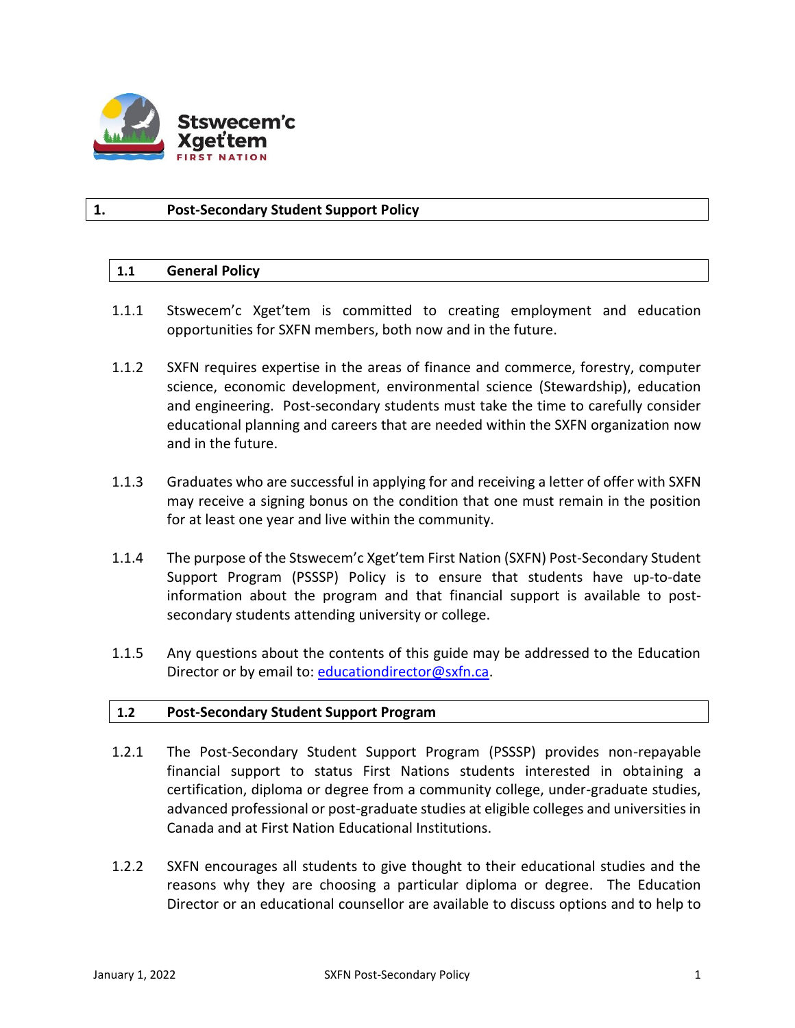Stswecem'c Xget'tem FIRST NATION

# 1. Post-Secondary Student Support Policy

## 1.1 General Policy

1.1.1 Stswecem'c Xget'tem is committed to creating employment and education opportunities for SXFN members, both now and in the future.

1.1.2 SXFN requires expertise in the areas of finance and commerce, forestry, computer science, economic development, environmental science (Stewardship), education and engineering. Post-secondary students must take the time to carefully consider educational planning and careers that are needed within the SXFN organization now and in the future.

1.1.3 Graduates who are successful in applying for and receiving a letter of offer with SXFN may receive a signing bonus on the condition that one must remain in the position for at least one year and live within the community.

1.1.4 The purpose of the Stswecem'c Xget'tem First Nation (SXFN) Post-Secondary Student Support Program (PSSSP) Policy is to ensure that students have up-to-date information about the program and that financial support is available to post-secondary students attending university or college.

1.1.5 Any questions about the contents of this guide may be addressed to the Education Director or by email to: educationdirector@sxfn.ca.

## 1.2 Post-Secondary Student Support Program

1.2.1 The Post-Secondary Student Support Program (PSSSP) provides non-repayable financial support to status First Nations students interested in obtaining a certification, diploma or degree from a community college, under-graduate studies, advanced professional or post-graduate studies at eligible colleges and universities in Canada and at First Nation Educational Institutions.

1.2.2 SXFN encourages all students to give thought to their educational studies and the reasons why they are choosing a particular diploma or degree. The Education Director or an educational counsellor are available to discuss options and to help to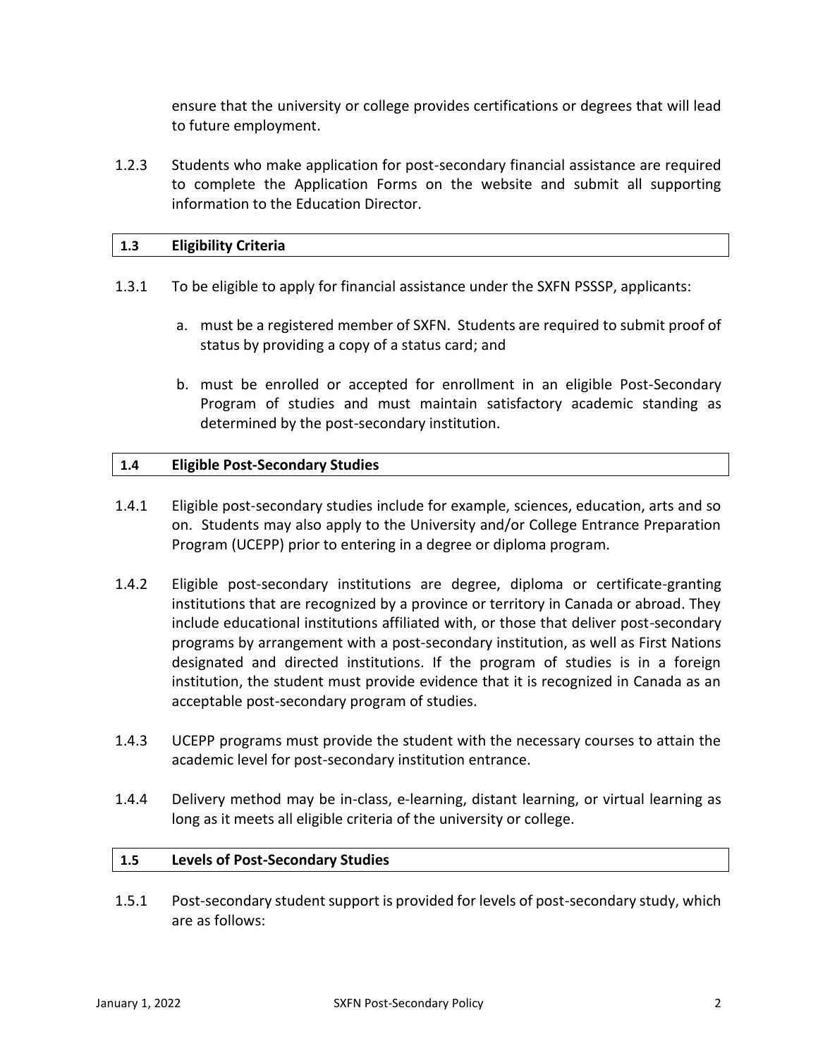ensure that the university or college provides certifications or degrees that will lead to future employment.

1.2.3 Students who make application for post-secondary financial assistance are required to complete the Application Forms on the website and submit all supporting information to the Education Director.

## 1.3 Eligibility Criteria

1.3.1 To be eligible to apply for financial assistance under the SXFN PSSSP, applicants:

a. must be a registered member of SXFN. Students are required to submit proof of status by providing a copy of a status card; and

b. must be enrolled or accepted for enrollment in an eligible Post-Secondary Program of studies and must maintain satisfactory academic standing as determined by the post-secondary institution.

## 1.4 Eligible Post-Secondary Studies

1.4.1 Eligible post-secondary studies include for example, sciences, education, arts and so on. Students may also apply to the University and/or College Entrance Preparation Program (UCEPP) prior to entering in a degree or diploma program.

1.4.2 Eligible post-secondary institutions are degree, diploma or certificate-granting institutions that are recognized by a province or territory in Canada or abroad. They include educational institutions affiliated with, or those that deliver post-secondary programs by arrangement with a post-secondary institution, as well as First Nations designated and directed institutions. If the program of studies is in a foreign institution, the student must provide evidence that it is recognized in Canada as an acceptable post-secondary program of studies.

1.4.3 UCEPP programs must provide the student with the necessary courses to attain the academic level for post-secondary institution entrance.

1.4.4 Delivery method may be in-class, e-learning, distant learning, or virtual learning as long as it meets all eligible criteria of the university or college.

## 1.5 Levels of Post-Secondary Studies

1.5.1 Post-secondary student support is provided for levels of post-secondary study, which are as follows: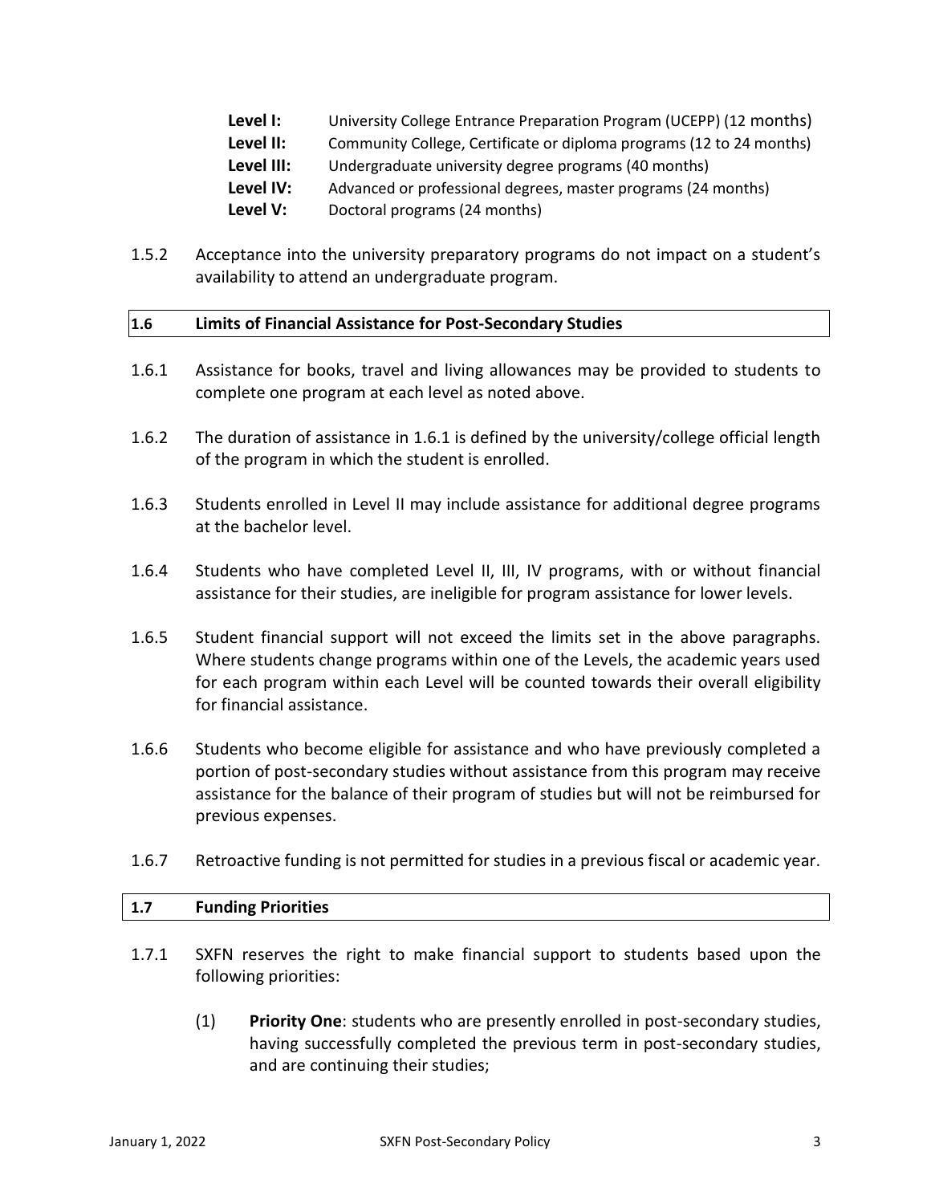**Level I:** University College Entrance Preparation Program (UCEPP) (12 months)
**Level II:** Community College, Certificate or diploma programs (12 to 24 months)
**Level III:** Undergraduate university degree programs (40 months)
**Level IV:** Advanced or professional degrees, master programs (24 months)
**Level V:** Doctoral programs (24 months)

1.5.2 Acceptance into the university preparatory programs do not impact on a student's availability to attend an undergraduate program.

### 1.6 Limits of Financial Assistance for Post-Secondary Studies

1.6.1 Assistance for books, travel and living allowances may be provided to students to complete one program at each level as noted above.

1.6.2 The duration of assistance in 1.6.1 is defined by the university/college official length of the program in which the student is enrolled.

1.6.3 Students enrolled in Level II may include assistance for additional degree programs at the bachelor level.

1.6.4 Students who have completed Level II, III, IV programs, with or without financial assistance for their studies, are ineligible for program assistance for lower levels.

1.6.5 Student financial support will not exceed the limits set in the above paragraphs. Where students change programs within one of the Levels, the academic years used for each program within each Level will be counted towards their overall eligibility for financial assistance.

1.6.6 Students who become eligible for assistance and who have previously completed a portion of post-secondary studies without assistance from this program may receive assistance for the balance of their program of studies but will not be reimbursed for previous expenses.

1.6.7 Retroactive funding is not permitted for studies in a previous fiscal or academic year.

### 1.7 Funding Priorities

1.7.1 SXFN reserves the right to make financial support to students based upon the following priorities:

(1) **Priority One**: students who are presently enrolled in post-secondary studies, having successfully completed the previous term in post-secondary studies, and are continuing their studies;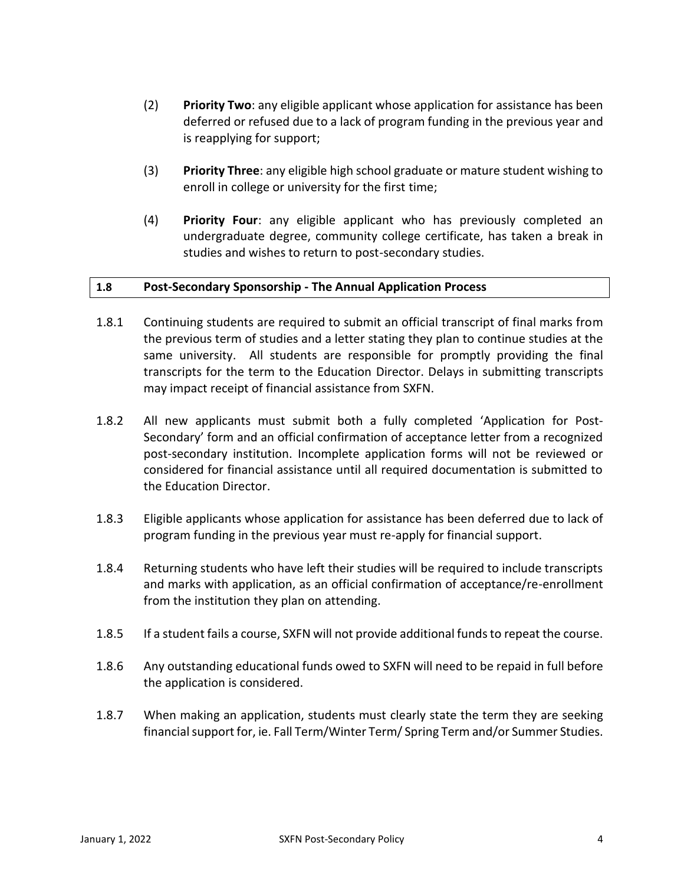(2) **Priority Two**: any eligible applicant whose application for assistance has been deferred or refused due to a lack of program funding in the previous year and is reapplying for support;

(3) **Priority Three**: any eligible high school graduate or mature student wishing to enroll in college or university for the first time;

(4) **Priority Four**: any eligible applicant who has previously completed an undergraduate degree, community college certificate, has taken a break in studies and wishes to return to post-secondary studies.

## 1.8 Post-Secondary Sponsorship - The Annual Application Process

1.8.1 Continuing students are required to submit an official transcript of final marks from the previous term of studies and a letter stating they plan to continue studies at the same university. All students are responsible for promptly providing the final transcripts for the term to the Education Director. Delays in submitting transcripts may impact receipt of financial assistance from SXFN.

1.8.2 All new applicants must submit both a fully completed 'Application for Post-Secondary' form and an official confirmation of acceptance letter from a recognized post-secondary institution. Incomplete application forms will not be reviewed or considered for financial assistance until all required documentation is submitted to the Education Director.

1.8.3 Eligible applicants whose application for assistance has been deferred due to lack of program funding in the previous year must re-apply for financial support.

1.8.4 Returning students who have left their studies will be required to include transcripts and marks with application, as an official confirmation of acceptance/re-enrollment from the institution they plan on attending.

1.8.5 If a student fails a course, SXFN will not provide additional funds to repeat the course.

1.8.6 Any outstanding educational funds owed to SXFN will need to be repaid in full before the application is considered.

1.8.7 When making an application, students must clearly state the term they are seeking financial support for, ie. Fall Term/Winter Term/ Spring Term and/or Summer Studies.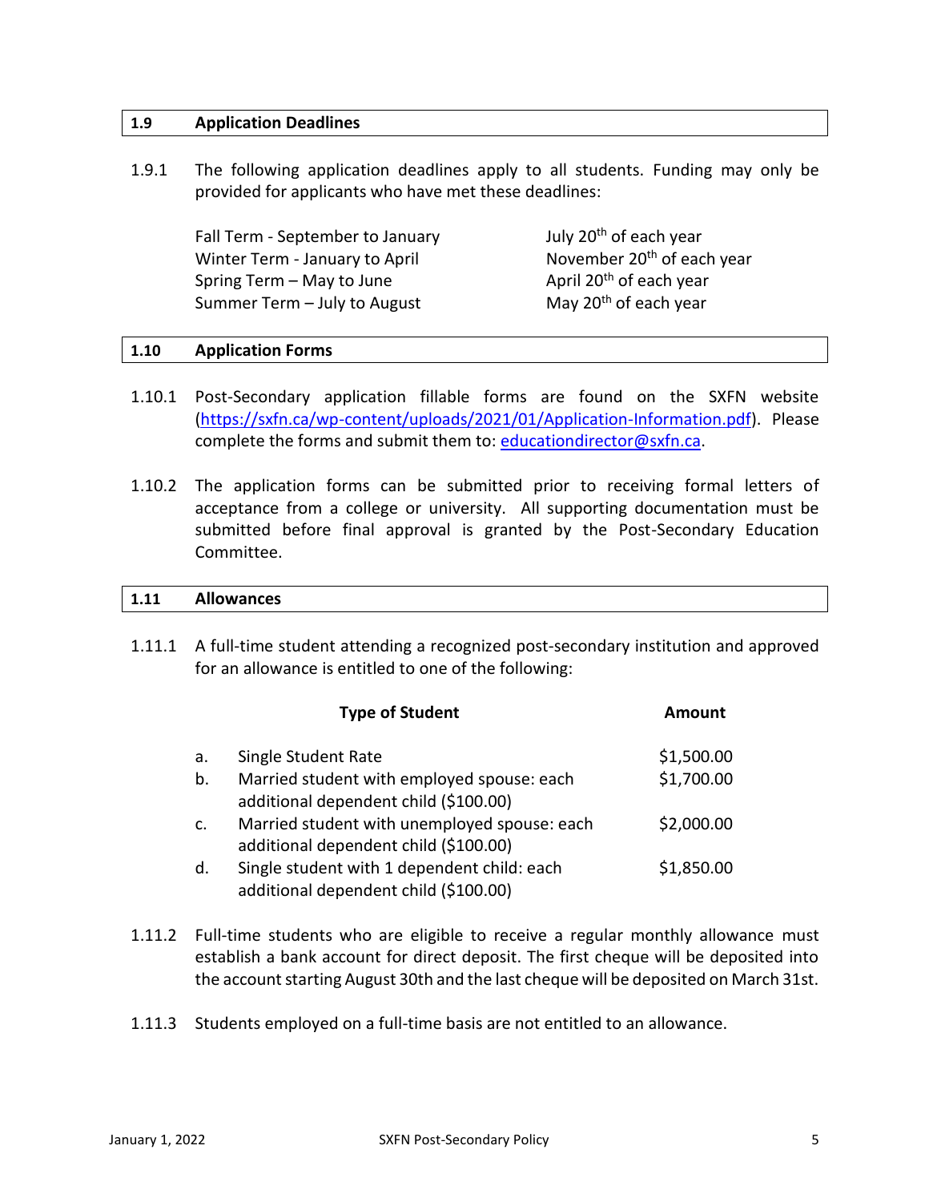## 1.9 Application Deadlines

1.9.1 The following application deadlines apply to all students. Funding may only be provided for applicants who have met these deadlines:

| | |
|---|---|
| Fall Term - September to January | July 20th of each year |
| Winter Term - January to April | November 20th of each year |
| Spring Term – May to June | April 20th of each year |
| Summer Term – July to August | May 20th of each year |

## 1.10 Application Forms

1.10.1 Post-Secondary application fillable forms are found on the SXFN website (https://sxfn.ca/wp-content/uploads/2021/01/Application-Information.pdf). Please complete the forms and submit them to: educationdirector@sxfn.ca.

1.10.2 The application forms can be submitted prior to receiving formal letters of acceptance from a college or university. All supporting documentation must be submitted before final approval is granted by the Post-Secondary Education Committee.

## 1.11 Allowances

1.11.1 A full-time student attending a recognized post-secondary institution and approved for an allowance is entitled to one of the following:

| | Type of Student | Amount |
|---|---|---|
| a. | Single Student Rate | $1,500.00 |
| b. | Married student with employed spouse: each additional dependent child ($100.00) | $1,700.00 |
| c. | Married student with unemployed spouse: each additional dependent child ($100.00) | $2,000.00 |
| d. | Single student with 1 dependent child: each additional dependent child ($100.00) | $1,850.00 |

1.11.2 Full-time students who are eligible to receive a regular monthly allowance must establish a bank account for direct deposit. The first cheque will be deposited into the account starting August 30th and the last cheque will be deposited on March 31st.

1.11.3 Students employed on a full-time basis are not entitled to an allowance.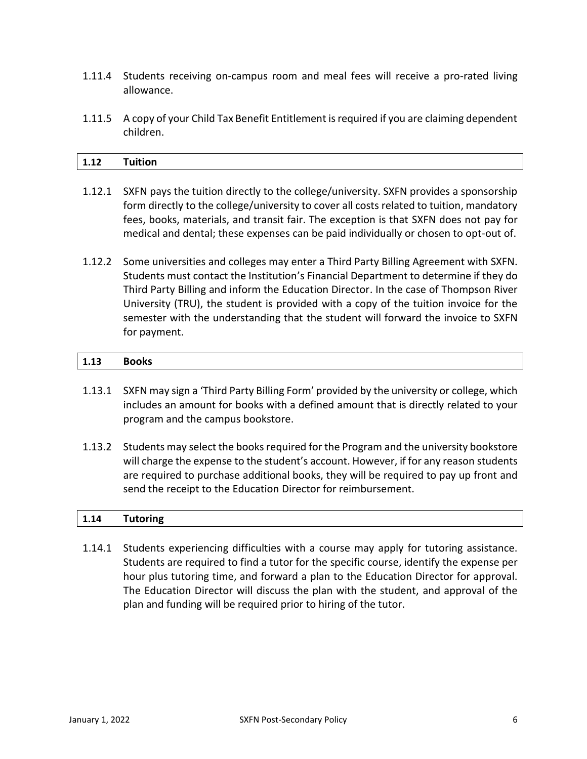1.11.4 Students receiving on-campus room and meal fees will receive a pro-rated living allowance.

1.11.5 A copy of your Child Tax Benefit Entitlement is required if you are claiming dependent children.

## 1.12 Tuition

1.12.1 SXFN pays the tuition directly to the college/university. SXFN provides a sponsorship form directly to the college/university to cover all costs related to tuition, mandatory fees, books, materials, and transit fair. The exception is that SXFN does not pay for medical and dental; these expenses can be paid individually or chosen to opt-out of.

1.12.2 Some universities and colleges may enter a Third Party Billing Agreement with SXFN. Students must contact the Institution's Financial Department to determine if they do Third Party Billing and inform the Education Director. In the case of Thompson River University (TRU), the student is provided with a copy of the tuition invoice for the semester with the understanding that the student will forward the invoice to SXFN for payment.

## 1.13 Books

1.13.1 SXFN may sign a 'Third Party Billing Form' provided by the university or college, which includes an amount for books with a defined amount that is directly related to your program and the campus bookstore.

1.13.2 Students may select the books required for the Program and the university bookstore will charge the expense to the student's account. However, if for any reason students are required to purchase additional books, they will be required to pay up front and send the receipt to the Education Director for reimbursement.

## 1.14 Tutoring

1.14.1 Students experiencing difficulties with a course may apply for tutoring assistance. Students are required to find a tutor for the specific course, identify the expense per hour plus tutoring time, and forward a plan to the Education Director for approval. The Education Director will discuss the plan with the student, and approval of the plan and funding will be required prior to hiring of the tutor.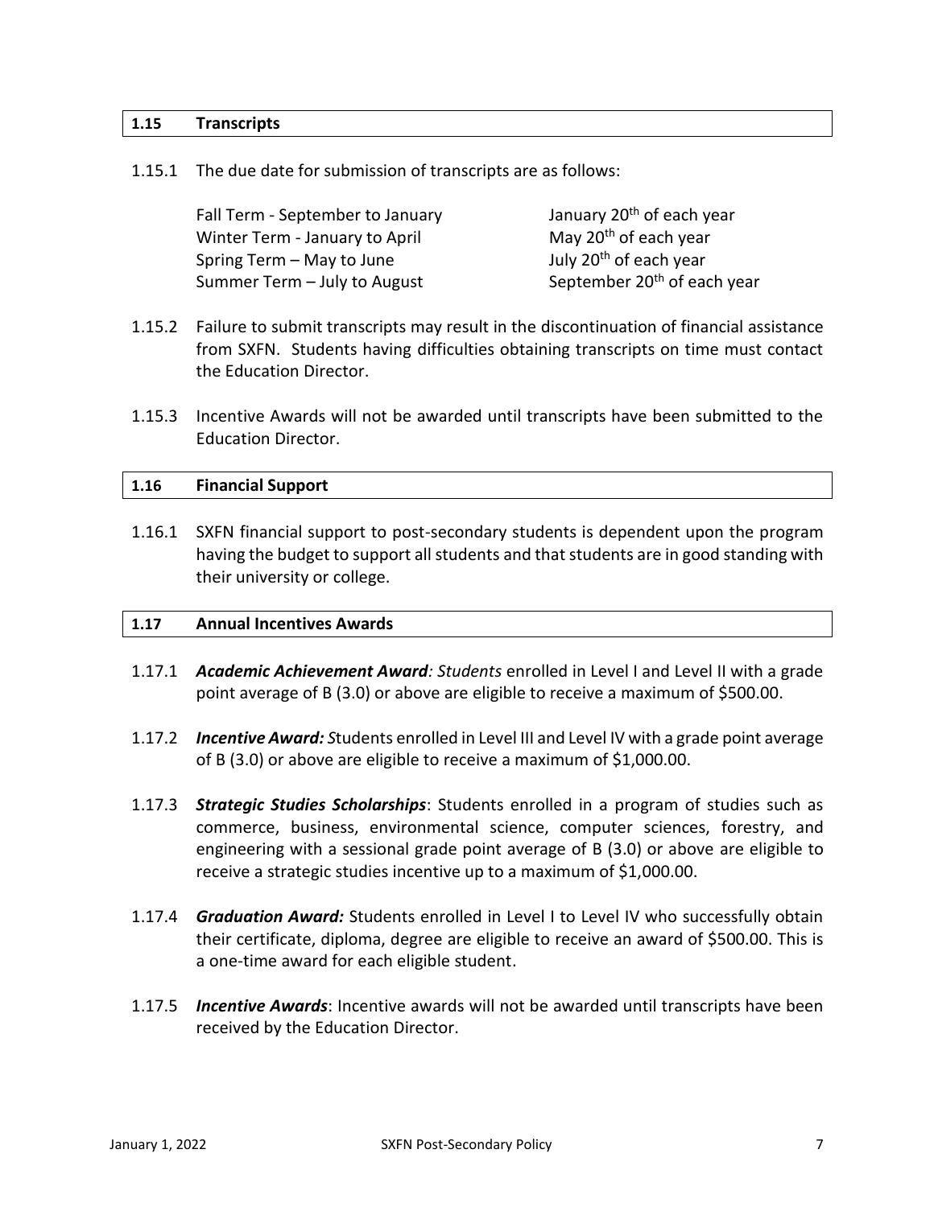## 1.15 Transcripts

1.15.1 The due date for submission of transcripts are as follows:

| | |
|---|---|
| Fall Term - September to January | January 20th of each year |
| Winter Term - January to April | May 20th of each year |
| Spring Term – May to June | July 20th of each year |
| Summer Term – July to August | September 20th of each year |

1.15.2 Failure to submit transcripts may result in the discontinuation of financial assistance from SXFN. Students having difficulties obtaining transcripts on time must contact the Education Director.

1.15.3 Incentive Awards will not be awarded until transcripts have been submitted to the Education Director.

## 1.16 Financial Support

1.16.1 SXFN financial support to post-secondary students is dependent upon the program having the budget to support all students and that students are in good standing with their university or college.

## 1.17 Annual Incentives Awards

1.17.1 ***Academic Achievement Award**: Students* enrolled in Level I and Level II with a grade point average of B (3.0) or above are eligible to receive a maximum of $500.00.

1.17.2 ***Incentive Award:*** *S*tudents enrolled in Level III and Level IV with a grade point average of B (3.0) or above are eligible to receive a maximum of $1,000.00.

1.17.3 ***Strategic Studies Scholarships***: Students enrolled in a program of studies such as commerce, business, environmental science, computer sciences, forestry, and engineering with a sessional grade point average of B (3.0) or above are eligible to receive a strategic studies incentive up to a maximum of $1,000.00.

1.17.4 ***Graduation Award:*** Students enrolled in Level I to Level IV who successfully obtain their certificate, diploma, degree are eligible to receive an award of $500.00. This is a one-time award for each eligible student.

1.17.5 ***Incentive Awards***: Incentive awards will not be awarded until transcripts have been received by the Education Director.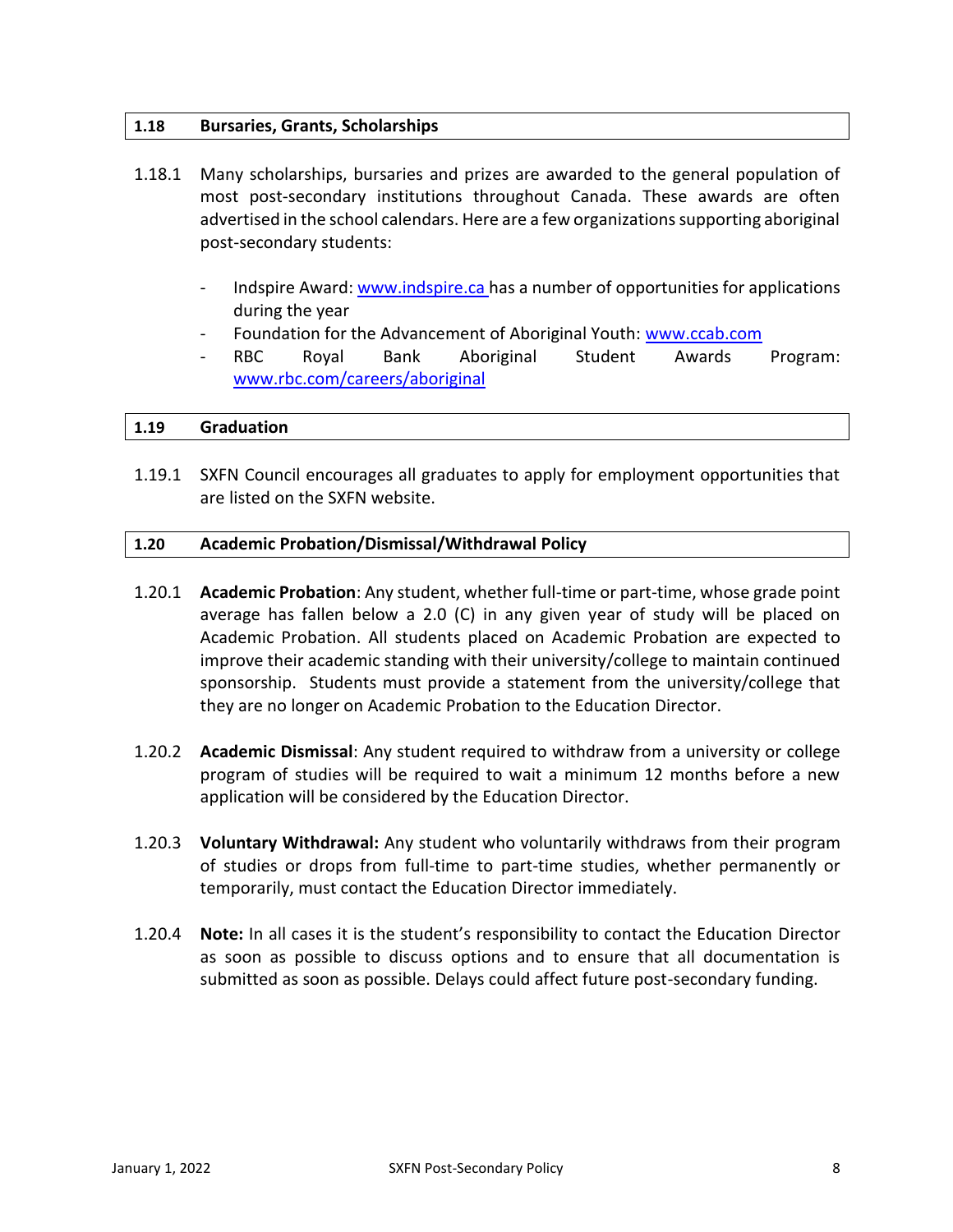## 1.18 Bursaries, Grants, Scholarships

1.18.1 Many scholarships, bursaries and prizes are awarded to the general population of most post-secondary institutions throughout Canada. These awards are often advertised in the school calendars. Here are a few organizations supporting aboriginal post-secondary students:

- Indspire Award: [www.indspire.ca](http://www.indspire.ca) has a number of opportunities for applications during the year
- Foundation for the Advancement of Aboriginal Youth: [www.ccab.com](http://www.ccab.com)
- RBC Royal Bank Aboriginal Student Awards Program: [www.rbc.com/careers/aboriginal](http://www.rbc.com/careers/aboriginal)

## 1.19 Graduation

1.19.1 SXFN Council encourages all graduates to apply for employment opportunities that are listed on the SXFN website.

## 1.20 Academic Probation/Dismissal/Withdrawal Policy

1.20.1 **Academic Probation**: Any student, whether full-time or part-time, whose grade point average has fallen below a 2.0 (C) in any given year of study will be placed on Academic Probation. All students placed on Academic Probation are expected to improve their academic standing with their university/college to maintain continued sponsorship. Students must provide a statement from the university/college that they are no longer on Academic Probation to the Education Director.

1.20.2 **Academic Dismissal**: Any student required to withdraw from a university or college program of studies will be required to wait a minimum 12 months before a new application will be considered by the Education Director.

1.20.3 **Voluntary Withdrawal:** Any student who voluntarily withdraws from their program of studies or drops from full-time to part-time studies, whether permanently or temporarily, must contact the Education Director immediately.

1.20.4 **Note:** In all cases it is the student's responsibility to contact the Education Director as soon as possible to discuss options and to ensure that all documentation is submitted as soon as possible. Delays could affect future post-secondary funding.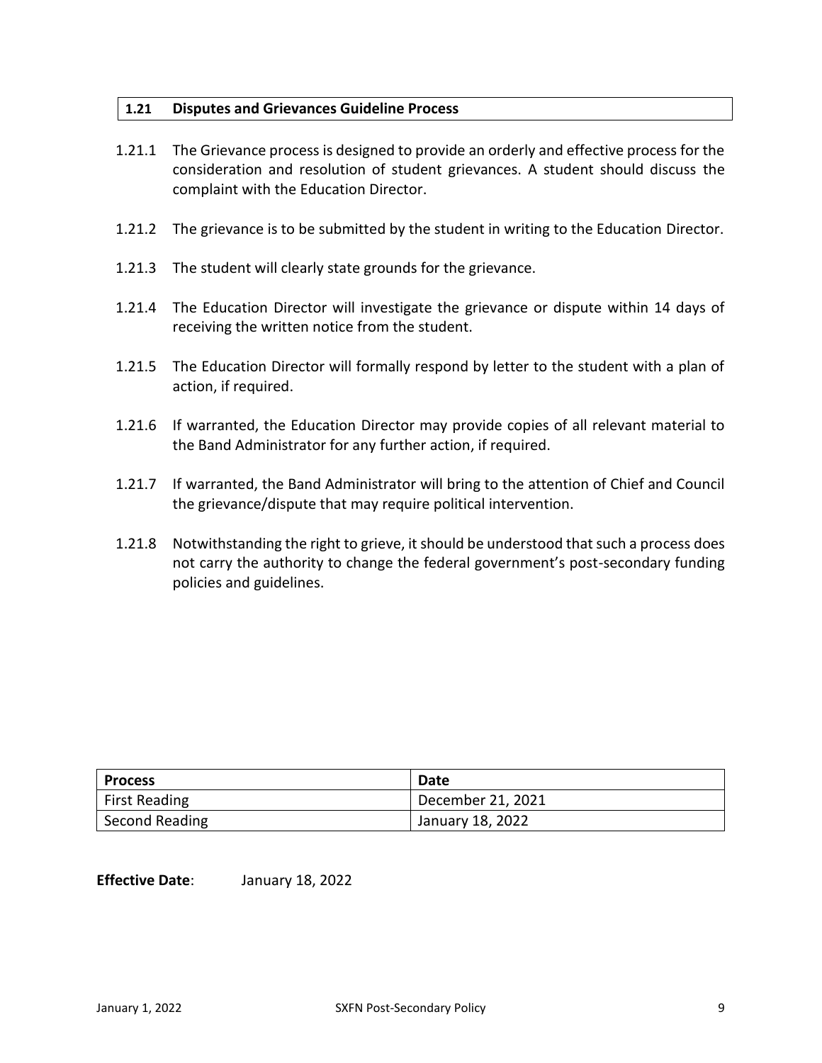## 1.21 Disputes and Grievances Guideline Process

1.21.1 The Grievance process is designed to provide an orderly and effective process for the consideration and resolution of student grievances. A student should discuss the complaint with the Education Director.

1.21.2 The grievance is to be submitted by the student in writing to the Education Director.

1.21.3 The student will clearly state grounds for the grievance.

1.21.4 The Education Director will investigate the grievance or dispute within 14 days of receiving the written notice from the student.

1.21.5 The Education Director will formally respond by letter to the student with a plan of action, if required.

1.21.6 If warranted, the Education Director may provide copies of all relevant material to the Band Administrator for any further action, if required.

1.21.7 If warranted, the Band Administrator will bring to the attention of Chief and Council the grievance/dispute that may require political intervention.

1.21.8 Notwithstanding the right to grieve, it should be understood that such a process does not carry the authority to change the federal government's post-secondary funding policies and guidelines.

| Process | Date |
|---|---|
| First Reading | December 21, 2021 |
| Second Reading | January 18, 2022 |

**Effective Date**: January 18, 2022